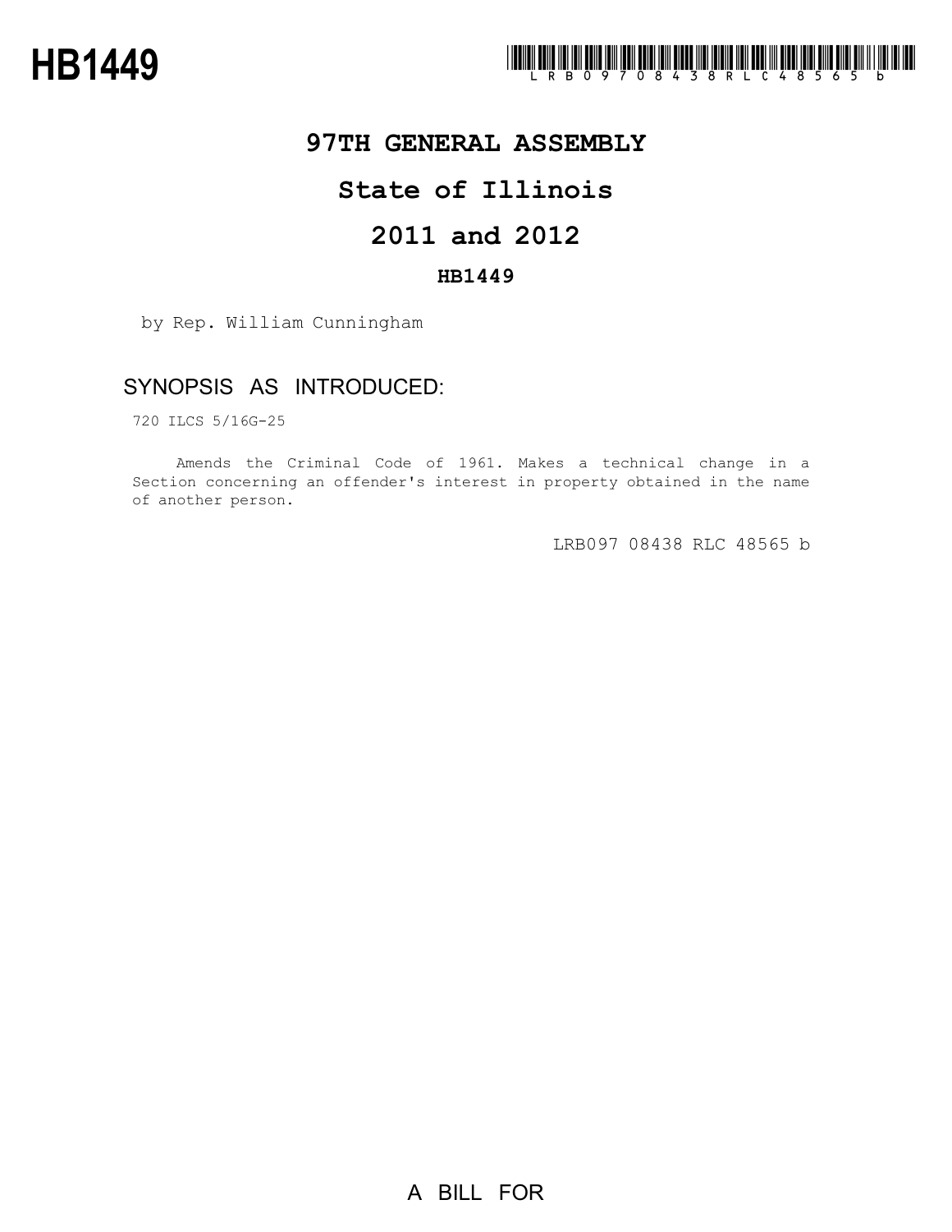# HB1449

LRB097 08438 RLC 48565 b

## 97TH GENERAL ASSEMBLY

## State of Illinois

## 2011 and 2012

**HB1449**

by Rep. William Cunningham

### SYNOPSIS AS INTRODUCED:

720 ILCS 5/16G-25

Amends the Criminal Code of 1961. Makes a technical change in a Section concerning an offender's interest in property obtained in the name of another person.

LRB097 08438 RLC 48565 b

A BILL FOR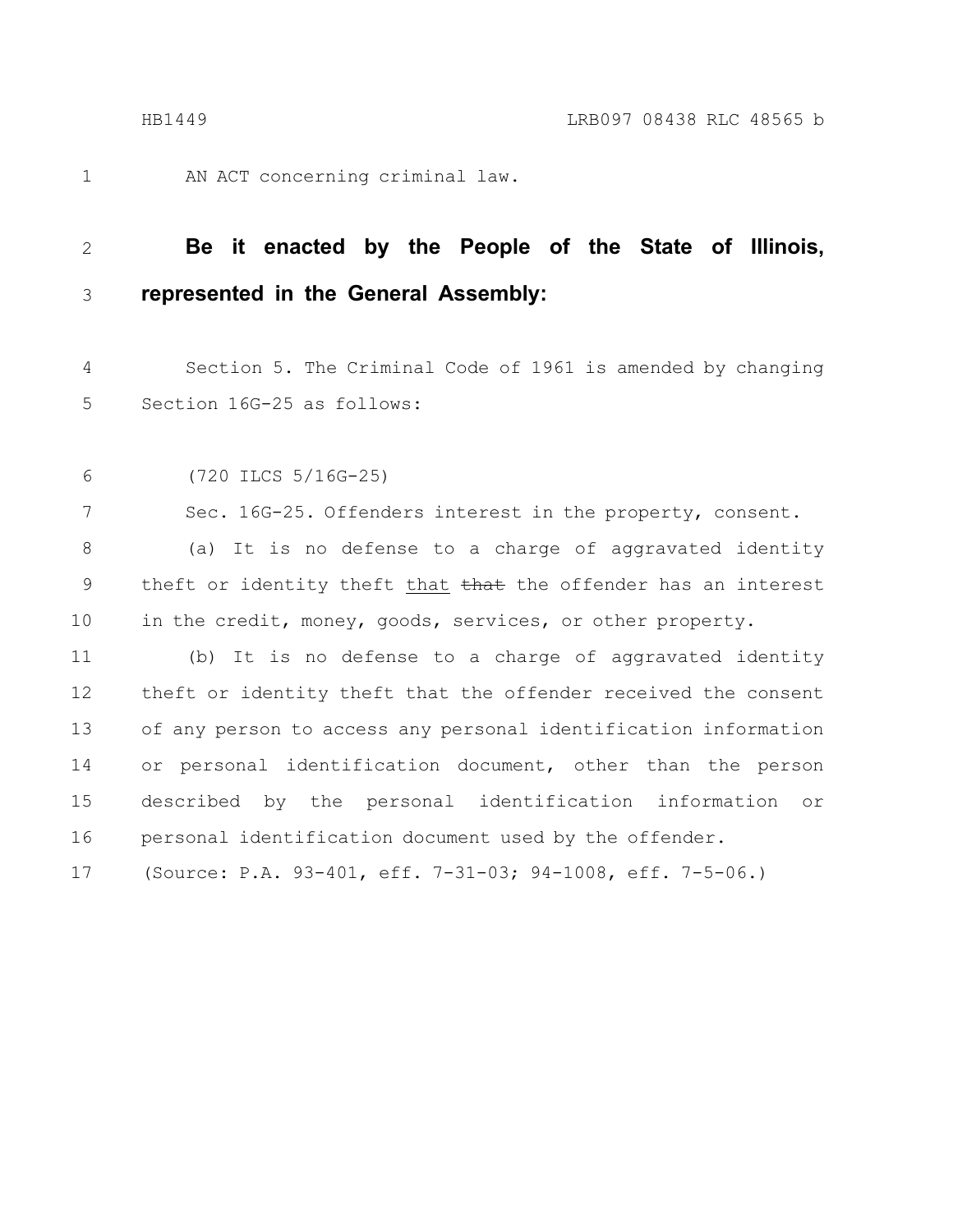AN ACT concerning criminal law.

**Be it enacted by the People of the State of Illinois, represented in the General Assembly:**

Section 5. The Criminal Code of 1961 is amended by changing Section 16G-25 as follows:

(720 ILCS 5/16G-25)

Sec. 16G-25. Offenders interest in the property, consent.

(a) It is no defense to a charge of aggravated identity theft or identity theft that ~~that~~ the offender has an interest in the credit, money, goods, services, or other property.

(b) It is no defense to a charge of aggravated identity theft or identity theft that the offender received the consent of any person to access any personal identification information or personal identification document, other than the person described by the personal identification information or personal identification document used by the offender.

(Source: P.A. 93-401, eff. 7-31-03; 94-1008, eff. 7-5-06.)